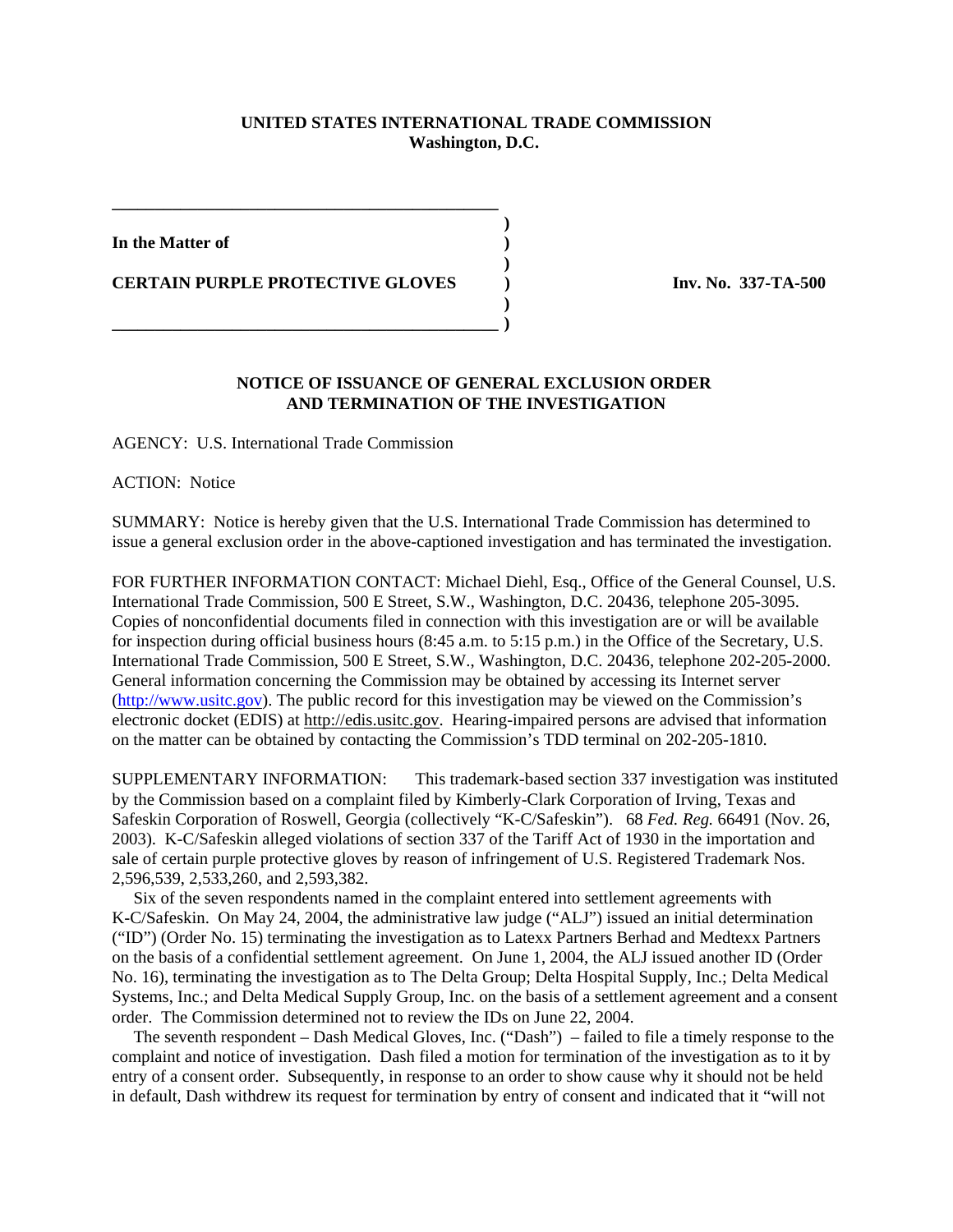**UNITED STATES INTERNATIONAL TRADE COMMISSION**
**Washington, D.C.**

| | | |
|---|---|---|
| **In the Matter of** | ) | |
| **CERTAIN PURPLE PROTECTIVE GLOVES** | ) | **Inv. No. 337-TA-500** |

**NOTICE OF ISSUANCE OF GENERAL EXCLUSION ORDER AND TERMINATION OF THE INVESTIGATION**

AGENCY: U.S. International Trade Commission

ACTION: Notice

SUMMARY: Notice is hereby given that the U.S. International Trade Commission has determined to issue a general exclusion order in the above-captioned investigation and has terminated the investigation.

FOR FURTHER INFORMATION CONTACT: Michael Diehl, Esq., Office of the General Counsel, U.S. International Trade Commission, 500 E Street, S.W., Washington, D.C. 20436, telephone 205-3095. Copies of nonconfidential documents filed in connection with this investigation are or will be available for inspection during official business hours (8:45 a.m. to 5:15 p.m.) in the Office of the Secretary, U.S. International Trade Commission, 500 E Street, S.W., Washington, D.C. 20436, telephone 202-205-2000. General information concerning the Commission may be obtained by accessing its Internet server (http://www.usitc.gov). The public record for this investigation may be viewed on the Commission's electronic docket (EDIS) at http://edis.usitc.gov. Hearing-impaired persons are advised that information on the matter can be obtained by contacting the Commission's TDD terminal on 202-205-1810.

SUPPLEMENTARY INFORMATION: This trademark-based section 337 investigation was instituted by the Commission based on a complaint filed by Kimberly-Clark Corporation of Irving, Texas and Safeskin Corporation of Roswell, Georgia (collectively "K-C/Safeskin"). 68 *Fed. Reg.* 66491 (Nov. 26, 2003). K-C/Safeskin alleged violations of section 337 of the Tariff Act of 1930 in the importation and sale of certain purple protective gloves by reason of infringement of U.S. Registered Trademark Nos. 2,596,539, 2,533,260, and 2,593,382.

Six of the seven respondents named in the complaint entered into settlement agreements with K-C/Safeskin. On May 24, 2004, the administrative law judge ("ALJ") issued an initial determination ("ID") (Order No. 15) terminating the investigation as to Latexx Partners Berhad and Medtexx Partners on the basis of a confidential settlement agreement. On June 1, 2004, the ALJ issued another ID (Order No. 16), terminating the investigation as to The Delta Group; Delta Hospital Supply, Inc.; Delta Medical Systems, Inc.; and Delta Medical Supply Group, Inc. on the basis of a settlement agreement and a consent order. The Commission determined not to review the IDs on June 22, 2004.

The seventh respondent – Dash Medical Gloves, Inc. ("Dash") – failed to file a timely response to the complaint and notice of investigation. Dash filed a motion for termination of the investigation as to it by entry of a consent order. Subsequently, in response to an order to show cause why it should not be held in default, Dash withdrew its request for termination by entry of consent and indicated that it "will not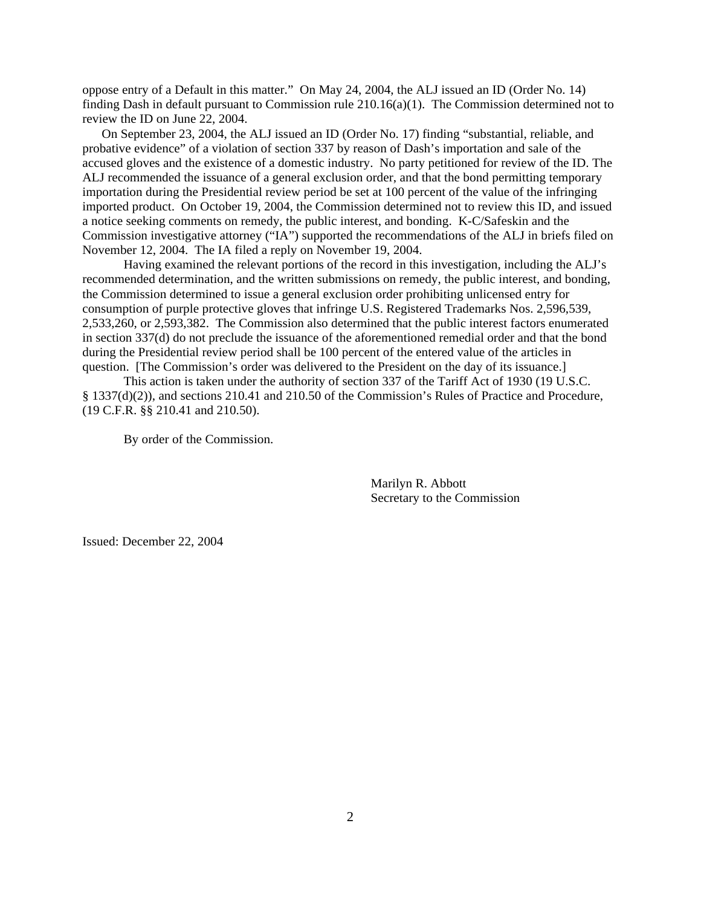oppose entry of a Default in this matter." On May 24, 2004, the ALJ issued an ID (Order No. 14) finding Dash in default pursuant to Commission rule 210.16(a)(1). The Commission determined not to review the ID on June 22, 2004.

On September 23, 2004, the ALJ issued an ID (Order No. 17) finding "substantial, reliable, and probative evidence" of a violation of section 337 by reason of Dash's importation and sale of the accused gloves and the existence of a domestic industry. No party petitioned for review of the ID. The ALJ recommended the issuance of a general exclusion order, and that the bond permitting temporary importation during the Presidential review period be set at 100 percent of the value of the infringing imported product. On October 19, 2004, the Commission determined not to review this ID, and issued a notice seeking comments on remedy, the public interest, and bonding. K-C/Safeskin and the Commission investigative attorney ("IA") supported the recommendations of the ALJ in briefs filed on November 12, 2004. The IA filed a reply on November 19, 2004.

Having examined the relevant portions of the record in this investigation, including the ALJ's recommended determination, and the written submissions on remedy, the public interest, and bonding, the Commission determined to issue a general exclusion order prohibiting unlicensed entry for consumption of purple protective gloves that infringe U.S. Registered Trademarks Nos. 2,596,539, 2,533,260, or 2,593,382. The Commission also determined that the public interest factors enumerated in section 337(d) do not preclude the issuance of the aforementioned remedial order and that the bond during the Presidential review period shall be 100 percent of the entered value of the articles in question. [The Commission's order was delivered to the President on the day of its issuance.]

This action is taken under the authority of section 337 of the Tariff Act of 1930 (19 U.S.C. § 1337(d)(2)), and sections 210.41 and 210.50 of the Commission's Rules of Practice and Procedure, (19 C.F.R. §§ 210.41 and 210.50).

By order of the Commission.

Marilyn R. Abbott
Secretary to the Commission

Issued: December 22, 2004